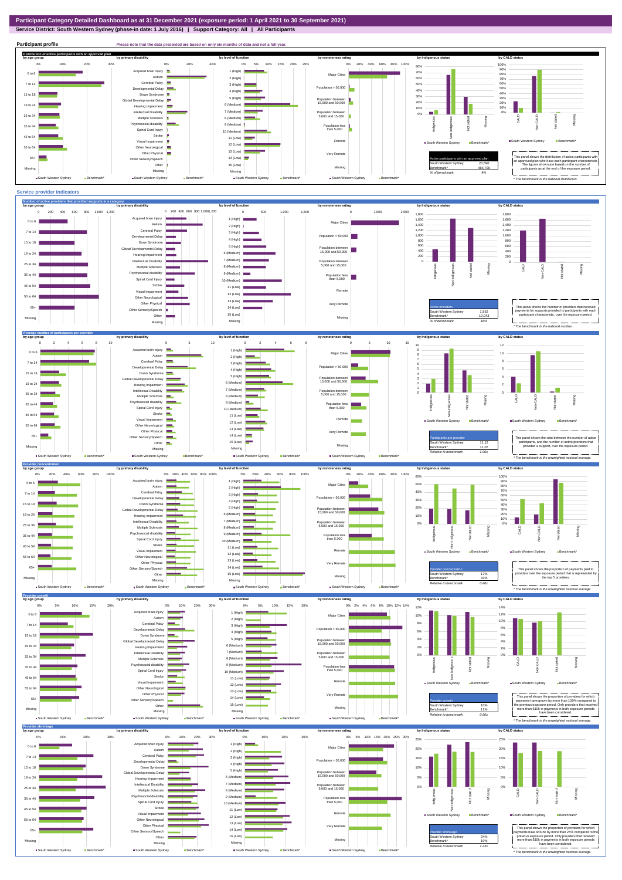# Participant Category Detailed Dashboard as at 31 December 2021 (exposure period: 1 April 2021 to 30 September 2021)

**Service District: South Western Sydney (phase-in date: 1 July 2016) | Support Category: All | All Participants**

## Participant profile

Please note that the data presented are based on only six months of data and not a full year.

### Distribution of active participants with an approved plan

| Active participants with an approved plan | |
|---|---|
| South Western Sydney | 20,590 |
| Benchmark* | 484,700 |
| % of benchmark | 4% |

This panel shows the distribution of active participants with an approved plan who have each participant characteristic. The figures shown are based on the number of participants as at the end of the exposure period.

* The benchmark is the national distribution.

## Service provider indicators

### Number of active providers that provided supports in a category

| Active providers | |
|---|---|
| South Western Sydney | 1,852 |
| Benchmark* | 10,043 |
| % of benchmark | 18% |

This panel shows the number of providers that received payments for supports provided to participants with each participant characteristic, over the exposure period.

* The benchmark is the national number.

### Average number of participants per provider

| Participants per provider | |
|---|---|
| South Western Sydney | 11.12 |
| Benchmark* | 11.07 |
| Relative to benchmark | 1.00x |

This panel shows the ratio between the number of active participants, and the number of active providers that provided a support, over the exposure period.

* The benchmark is the unweighted national average.

### Provider concentration

| Provider concentration | |
|---|---|
| South Western Sydney | 17% |
| Benchmark* | 43% |
| Relative to benchmark | 0.40x |

This panel shows the proportion of payments paid to providers over the exposure period that is represented by the top 5 providers.

* The benchmark is the unweighted national average.

### Provider growth

| Provider growth | |
|---|---|
| South Western Sydney | 10% |
| Benchmark* | 11% |
| Relative to benchmark | 0.90x |

This panel shows the proportion of providers for which payments have grown by more than 100% compared to the previous exposure period. Only providers that received more than $10k in payments in both exposure periods have been considered.

* The benchmark is the unweighted national average.

### Provider shrinkage

| Provider shrinkage | |
|---|---|
| South Western Sydney | 24% |
| Benchmark* | 19% |
| Relative to benchmark | 1.23x |

This panel shows the proportion of providers for which payments have shrunk by more than 25% compared to the previous exposure period. Only providers that received more than $10k in payments in both exposure periods have been considered.

* The benchmark is the unweighted national average.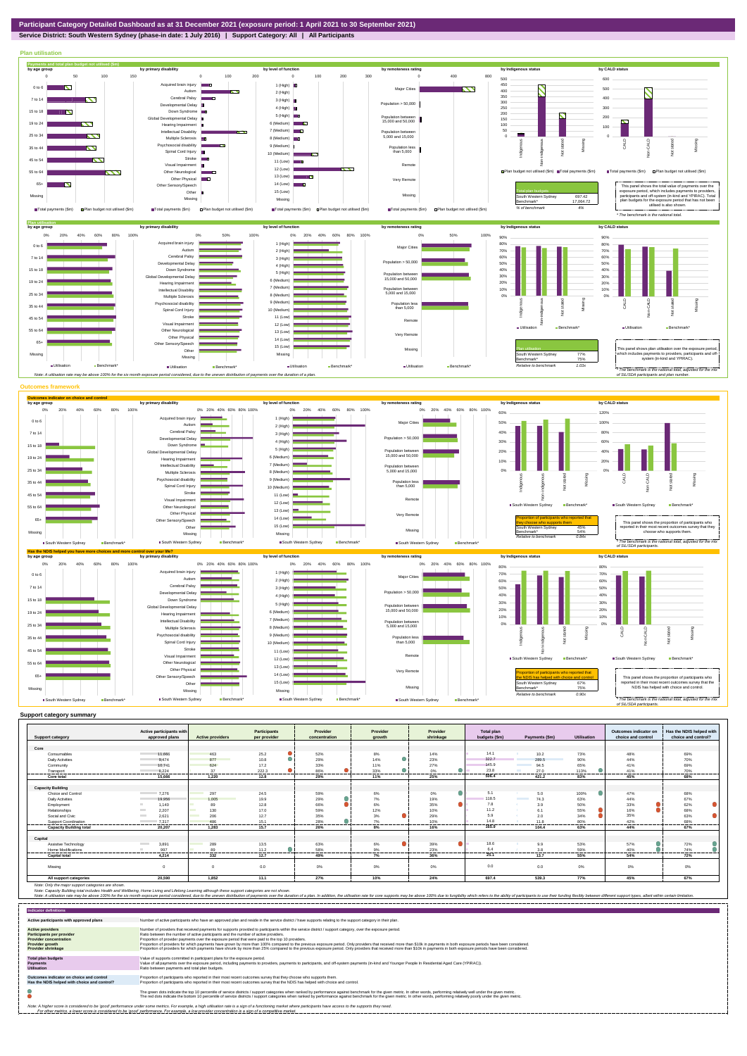**Participant Category Detailed Dashboard as at 31 December 2021 (exposure period: 1 April 2021 to 30 September 2021)**

**Service District: South Western Sydney (phase-in date: 1 July 2016) | Support Category: All | All Participants**

## Plan utilisation

### Payments and total plan budget not utilised ($m)

| Total plan budgets | |
|---|---|
| South Western Sydney | 697.42 |
| Benchmark* | 17,064.72 |
| % of benchmark | 4% |

This panel shows the total value of payments over the exposure period, which includes payments to providers, participants and off-system (in-kind and YPIRAC). Total plan budgets for the exposure period that has not been utilised is also shown.

*The benchmark is the national total.

### Plan utilisation

| Plan utilisation | |
|---|---|
| South Western Sydney | 77% |
| Benchmark* | 75% |
| Relative to benchmark | 1.03x |

This panel shows plan utilisation over the exposure period, which includes payments to providers, participants and off-system (in-kind and YPIRAC).

*The benchmark is the national total, adjusted for the mix of SIL/SDA participants and plan number.

Note: A utilisation rate may be above 100% for the six month exposure period considered, due to the uneven distribution of payments over the duration of a plan.

## Outcomes framework

### Outcomes indicator on choice and control

| Proportion of participants who reported that they choose who supports them | |
|---|---|
| South Western Sydney | 45% |
| Benchmark* | 54% |
| Relative to benchmark | 0.84x |

This panel shows the proportion of participants who reported in their most recent outcomes survey that they choose who supports them.

*The benchmark is the national total, adjusted for the mix of SIL/SDA participants.

### Has the NDIS helped you have more choices and more control over your life?

| Proportion of participants who reported that the NDIS has helped with choice and control | |
|---|---|
| South Western Sydney | 67% |
| Benchmark* | 75% |
| Relative to benchmark | 0.90x |

This panel shows the proportion of participants who reported in their most recent outcomes survey that the NDIS has helped with choice and control.

*The benchmark is the national total, adjusted for the mix of SIL/SDA participants.

## Support category summary

| Support category | Active participants with approved plans | Active providers | Participants per provider | Provider concentration | Provider growth | Provider shrinkage | Total plan budgets ($m) | Payments ($m) | Utilisation | Outcomes indicator on choice and control | Has the NDIS helped with choice and control? |
|---|---|---|---|---|---|---|---|---|---|---|---|
| **Core** | | | | | | | | | | | |
| Consumables | 18,986 | 463 | 25.2 | 52% | 8% | 14% | 14.1 | 10.2 | 73% | 48% | 69% |
| Daily Activities | 9,474 | 877 | 10.8 | 29% | 14% | 23% | 322.7 | 289.5 | 90% | 44% | 70% |
| Community | 10,741 | 624 | 17.2 | 33% | 11% | 27% | 145.9 | 94.5 | 65% | 41% | 69% |
| Transport | 8,224 | 37 | 222.3 | 88% | 33% | 0% | 23.8 | 27.0 | 113% | 41% | 70% |
| **Core total** | **15,686** | **1,220** | **12.9** | **29%** | **11%** | **25%** | **506.4** | **421.2** | **83%** | **45%** | **68%** |
| **Capacity Building** | | | | | | | | | | | |
| Choice and Control | 7,276 | 297 | 24.5 | 59% | 6% | 0% | 5.1 | 5.0 | 100% | 47% | 68% |
| Daily Activities | 19,956 | 1,005 | 19.9 | 29% | 7% | 19% | 118.5 | 74.3 | 63% | 44% | 67% |
| Employment | 1,140 | 89 | 12.8 | 66% | 6% | 35% | 7.8 | 3.9 | 50% | 33% | 62% |
| Relationships | 2,207 | 130 | 17.0 | 59% | 12% | 10% | 11.2 | 6.1 | 55% | 16% | 66% |
| Social and Civic | 2,621 | 206 | 12.7 | 35% | 3% | 29% | 5.9 | 2.0 | 34% | 35% | 63% |
| Support Coordination | 7,317 | 486 | 15.1 | 28% | 7% | 10% | 14.8 | 11.8 | 80% | 42% | 66% |
| **Capacity Building total** | **20,207** | **1,283** | **15.7** | **26%** | **8%** | **16%** | **165.9** | **104.4** | **63%** | **44%** | **67%** |
| **Capital** | | | | | | | | | | | |
| Assistive Technology | 3,891 | 289 | 13.5 | 63% | 6% | 39% | 18.6 | 9.9 | 53% | 57% | 72% |
| Home Modifications | 997 | 89 | 11.2 | 58% | 9% | 23% | 6.4 | 3.8 | 59% | 40% | 74% |
| **Capital total** | **4,214** | **332** | **12.7** | **49%** | **7%** | **36%** | **25.1** | **13.7** | **55%** | **54%** | **72%** |
| Missing | 0 | 0 | 0.0 | 0% | 0% | 0% | 0.0 | 0.0 | 0% | 0% | 0% |
| **All support categories** | **20,590** | **1,852** | **11.1** | **27%** | **10%** | **24%** | **697.4** | **539.3** | **77%** | **45%** | **67%** |

Note: Only the major support categories are shown.

Note: Capacity Building total includes Health and Wellbeing, Home Living and Lifelong Learning although these support categories are not shown.

Note: A utilisation rate may be above 100% for the six month exposure period considered, due to the uneven distribution of payments over the duration of a plan. In addition, the utilisation rate for core supports may be above 100% due to fungibility which refers to the ability of participants to use their funding flexibly between different support types, albeit within certain limitation.

## Indicator definitions

| Indicator | Definition |
|---|---|
| **Active participants with approved plans** | Number of active participants who have an approved plan and reside in the service district / have supports relating to the support category in their plan. |
| **Active providers** | Number of providers that received payments for supports provided to participants within the service district / support category, over the exposure period. |
| **Participants per provider** | Ratio between the number of active participants and the number of active providers. |
| **Provider concentration** | Proportion of provider payments over the exposure period that were paid to the top 10 providers. |
| **Provider growth** | Proportion of providers for which payments have grown by more than 100% compared to the previous exposure period. Only providers that received more than $10k in payments in both exposure periods have been considered. |
| **Provider shrinkage** | Proportion of providers for which payments have shrunk by more than 25% compared to the previous exposure period. Only providers that received more than $10k in payments in both exposure periods have been considered. |
| **Total plan budgets** | Value of supports committed in participant plans for the exposure period. |
| **Payments** | Value of all payments over the exposure period, including payments to providers, payments to participants, and off-system payments (in-kind and Younger People In Residential Aged Care (YPIRAC)). |
| **Utilisation** | Ratio between payments and total plan budgets. |
| **Outcomes indicator on choice and control** | Proportion of participants who reported in their most recent outcomes survey that they choose who supports them. |
| **Has the NDIS helped with choice and control?** | Proportion of participants who reported in their most recent outcomes survey that the NDIS has helped with choice and control. |

The green dots indicate the top 10 percentile of service districts / support categories when ranked by performance against benchmark for the given metric. In other words, performing relatively well under the given metric.

The red dots indicate the bottom 10 percentile of service districts / support categories when ranked by performance against benchmark for the given metric. In other words, performing relatively poorly under the given metric.

Note: A higher score is considered to be 'good' performance under some metrics. For example, a high utilisation rate is a sign of a functioning market where participants have access to the supports they need.
For other metrics, a lower score is considered to be 'good' performance. For example, a low provider concentration is a sign of a competitive market.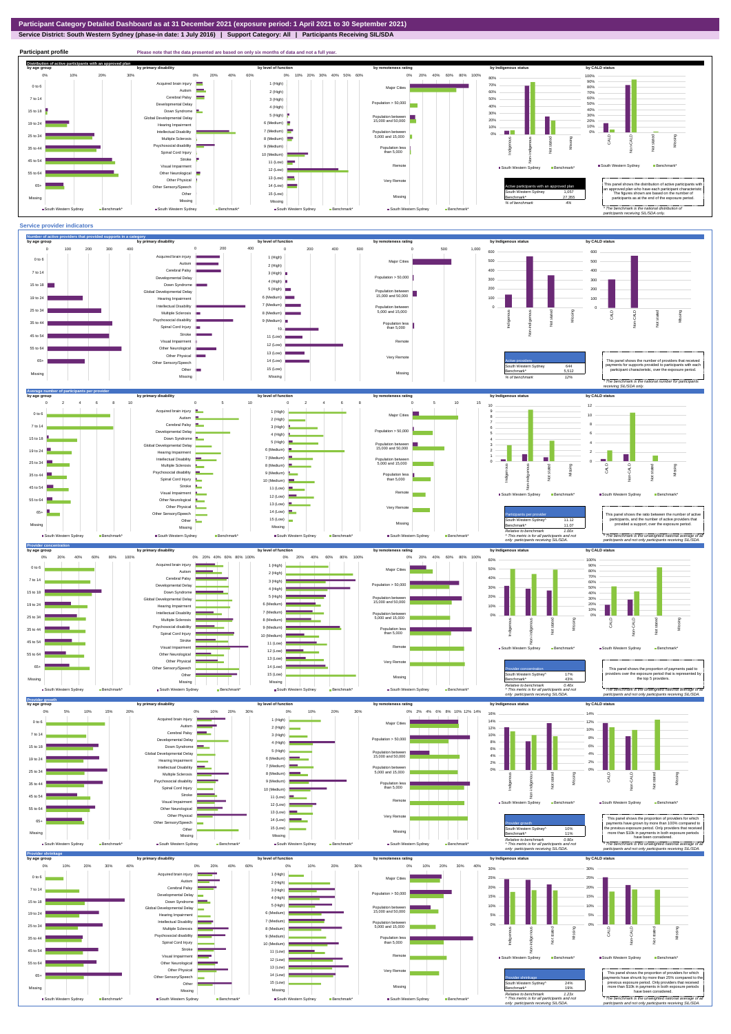# Participant Category Detailed Dashboard as at 31 December 2021 (exposure period: 1 April 2021 to 30 September 2021)

**Service District: South Western Sydney (phase-in date: 1 July 2016) | Support Category: All | Participants Receiving SIL/SDA**

## Participant profile

Please note that the data presented are based on only six months of data and not a full year.

### Distribution of active participants with an approved plan

| Active participants with an approved plan | |
|---|---|
| South Western Sydney | 1,057 |
| Benchmark* | 27,355 |
| % of benchmark | 4% |

This panel shows the distribution of active participants with an approved plan who have each participant characteristic. The figures shown are based on the number of participants as at the end of the exposure period.

* The benchmark is the national distribution of participants receiving SIL/SDA only.

## Service provider indicators

### Number of active providers that provided supports in a category

| Active providers | |
|---|---|
| South Western Sydney | 644 |
| Benchmark* | 5,512 |
| % of benchmark | 12% |

This panel shows the number of providers that received payments for supports provided to participants with each participant characteristic, over the exposure period.

* The benchmark is the national number for participants receiving SIL/SDA only.

### Average number of participants per provider

| Participants per provider | |
|---|---|
| South Western Sydney^ | 11.12 |
| Benchmark* | 11.07 |
| Relative to benchmark | 1.00x |

^ This metric is for all participants and not only participants receiving SIL/SDA.

This panel shows the ratio between the number of active participants and the number of active providers that provided a support, over the exposure period.

* The benchmark is the unweighted national average of all participants and not only participants receiving SIL/SDA.

### Provider concentration

| Provider concentration | |
|---|---|
| South Western Sydney^ | 17% |
| Benchmark* | 43% |
| Relative to benchmark | 0.40x |

^ This metric is for all participants and not only participants receiving SIL/SDA.

This panel shows the proportion of payments paid to providers over the exposure period that is represented by the top 5 providers.

* The benchmark is the unweighted national average of all participants and not only participants receiving SIL/SDA.

### Provider growth

| Provider growth | |
|---|---|
| South Western Sydney^ | 10% |
| Benchmark* | 11% |
| Relative to benchmark | 0.90x |

^ This metric is for all participants and not only participants receiving SIL/SDA.

This panel shows the proportion of providers for which payments have grown by more than 100% compared to the previous exposure period. Only providers that received more than $10k in payments in both exposure periods have been considered.

* The benchmark is the unweighted national average of all participants and not only participants receiving SIL/SDA.

### Provider shrinkage

| Provider shrinkage | |
|---|---|
| South Western Sydney^ | 24% |
| Benchmark* | 19% |
| Relative to benchmark | 1.23x |

^ This metric is for all participants and not only participants receiving SIL/SDA.

This panel shows the proportion of providers for which payments have shrunk by more than 25% compared to the previous exposure period. Only providers that received more than $10k in payments in both exposure periods have been considered.

* The benchmark is the unweighted national average of all participants and not only participants receiving SIL/SDA.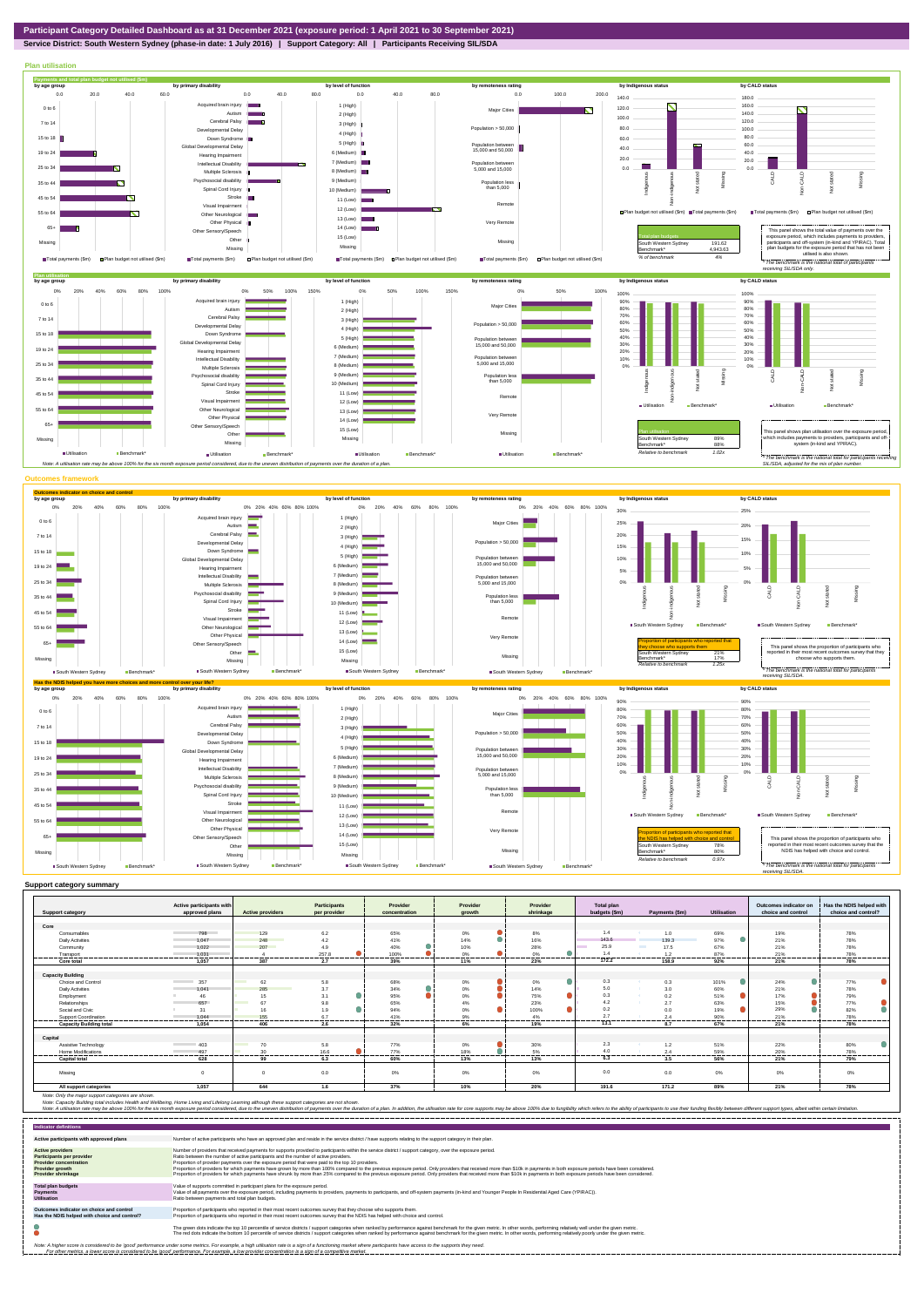# Participant Category Detailed Dashboard as at 31 December 2021 (exposure period: 1 April 2021 to 30 September 2021)

**Service District: South Western Sydney (phase-in date: 1 July 2016) | Support Category: All | Participants Receiving SIL/SDA**

## Plan utilisation

### Payments and total plan budget not utilised ($m)

| Total plan budgets | |
|---|---|
| South Western Sydney | 191.62 |
| Benchmark* | 4,943.63 |
| % of benchmark | 4% |

This panel shows the total value of payments over the exposure period, which includes payments to providers, participants and off-system (in-kind and YPIRAC). Total plan budgets for the exposure period that has not been utilised is also shown.

*The benchmark is the national total for participants receiving SIL/SDA only.

### Plan utilisation

| Plan utilisation | |
|---|---|
| South Western Sydney | 89% |
| Benchmark* | 88% |
| Relative to benchmark | 1.02x |

This panel shows plan utilisation over the exposure period, which includes payments to providers, participants and off-system (in-kind and YPIRAC).

*The benchmark is the national total for participants receiving SIL/SDA, adjusted for the mix of plan number.

Note: A utilisation rate may be above 100% for the six month exposure period considered, due to the uneven distribution of payments over the duration of a plan.

## Outcomes framework

### Outcomes indicator on choice and control

| Proportion of participants who reported that they choose who supports them | |
|---|---|
| South Western Sydney | 21% |
| Benchmark* | 17% |
| Relative to benchmark | 1.25x |

This panel shows the proportion of participants who reported in their most recent outcomes survey that they choose who supports them.

*The benchmark is the national total for participants receiving SIL/SDA.

### Has the NDIS helped you have more choices and more control over your life?

| Proportion of participants who reported that the NDIS has helped with choice and control | |
|---|---|
| South Western Sydney | 78% |
| Benchmark* | 80% |
| Relative to benchmark | 0.97x |

This panel shows the proportion of participants who reported in their most recent outcomes survey that the NDIS has helped with choice and control.

*The benchmark is the national total for participants receiving SIL/SDA.

## Support category summary

| Support category | Active participants with approved plans | Active providers | Participants per provider | Provider concentration | Provider growth | Provider shrinkage | Total plan budgets ($m) | Payments ($m) | Utilisation | Outcomes indicator on choice and control | Has the NDIS helped with choice and control? |
|---|---|---|---|---|---|---|---|---|---|---|---|
| **Core** | | | | | | | | | | | |
| Consumables | 798 | 129 | 6.2 | 65% | 0% | 8% | 1.4 | 1.0 | 69% | 19% | 78% |
| Daily Activities | 1,047 | 248 | 4.2 | 41% | 14% | 16% | 143.6 | 139.3 | 97% | 21% | 78% |
| Community | 1,022 | 207 | 4.9 | 40% | 10% | 28% | 25.9 | 17.5 | 67% | 21% | 78% |
| Transport | 1,031 | 4 | 257.8 | 100% | 0% | 0% | 1.4 | 1.2 | 87% | 21% | 78% |
| **Core total** | **1,057** | **387** | **2.7** | **39%** | **11%** | **23%** | **172.2** | **158.9** | **92%** | **21%** | **78%** |
| **Capacity Building** | | | | | | | | | | | |
| Choice and Control | 357 | 62 | 5.8 | 68% | 0% | 0% | 0.3 | 0.3 | 101% | 24% | 77% |
| Daily Activities | 1,041 | 285 | 3.7 | 34% | 0% | 14% | 5.0 | 3.0 | 60% | 21% | 78% |
| Employment | 46 | 15 | 3.1 | 95% | 0% | 75% | 0.3 | 0.2 | 51% | 17% | 79% |
| Relationships | 657 | 67 | 9.8 | 65% | 4% | 23% | 4.2 | 2.7 | 63% | 15% | 77% |
| Social and Civic | 31 | 16 | 1.9 | 94% | 0% | 100% | 0.2 | 0.0 | 19% | 29% | 82% |
| Support Coordination | 1,044 | 155 | 6.7 | 41% | 9% | 4% | 2.7 | 2.4 | 90% | 21% | 78% |
| **Capacity Building total** | **1,054** | **406** | **2.6** | **32%** | **6%** | **19%** | **13.1** | **8.7** | **67%** | **21%** | **78%** |
| **Capital** | | | | | | | | | | | |
| Assistive Technology | 403 | 70 | 5.8 | 77% | 0% | 30% | 2.3 | 1.2 | 51% | 22% | 80% |
| Home Modifications | 497 | 30 | 16.6 | 77% | 18% | 5% | 4.0 | 2.4 | 59% | 20% | 78% |
| **Capital total** | **628** | **99** | **6.3** | **65%** | **13%** | **13%** | **6.3** | **3.5** | **56%** | **21%** | **79%** |
| Missing | 0 | 0 | 0.0 | 0% | 0% | 0% | 0.0 | 0.0 | 0% | 0% | 0% |
| **All support categories** | **1,057** | **644** | **1.6** | **37%** | **10%** | **20%** | **191.6** | **171.2** | **89%** | **21%** | **78%** |

Note: Only the major support categories are shown.
Note: Capacity Building total includes Health and Wellbeing, Home Living and Lifelong Learning although these support categories are not shown.
Note: A utilisation rate may be above 100% for the six month exposure period considered, due to the uneven distribution of payments over the duration of a plan. In addition, the utilisation rate for core supports may be above 100% due to fungibility which refers to the ability of participants to use their funding flexibly between different support types, albeit within certain limitation.

## Indicator definitions

| Indicator | Definition |
|---|---|
| Active participants with approved plans | Number of active participants who have an approved plan and reside in the service district / have supports relating to the support category in their plan. |
| Active providers | Number of providers that received payments for supports provided to participants within the service district / support category, over the exposure period. |
| Participants per provider | Ratio between the number of active participants and the number of active providers. |
| Provider concentration | Proportion of provider payments over the exposure period that were paid to the top 10 providers. |
| Provider growth | Proportion of providers for which payments have grown by more than 100% compared to the previous exposure period. Only providers that received more than $10k in payments in both exposure periods have been considered. |
| Provider shrinkage | Proportion of providers for which payments have shrunk by more than 25% compared to the previous exposure period. Only providers that received more than $10k in payments in both exposure periods have been considered. |
| Total plan budgets | Value of supports committed in participant plans for the exposure period. |
| Payments | Value of all payments over the exposure period, including payments to providers, payments to participants, and off-system payments (in-kind and Younger People In Residential Aged Care (YPIRAC)). |
| Utilisation | Ratio between payments and total plan budgets. |
| Outcomes indicator on choice and control | Proportion of participants who reported in their most recent outcomes survey that they choose who supports them. |
| Has the NDIS helped with choice and control? | Proportion of participants who reported in their most recent outcomes survey that the NDIS has helped with choice and control. |

The green dots indicate the top 10 percentile of service districts / support categories when ranked by performance against benchmark for the given metric. In other words, performing relatively well under the given metric.
The red dots indicate the bottom 10 percentile of service districts / support categories when ranked by performance against benchmark for the given metric. In other words, performing relatively poorly under the given metric.

Note: A higher score is considered to be 'good' performance under some metrics. For example, a high utilisation rate is a sign of a functioning market where participants have access to the supports they need.
For other metrics, a lower score is considered to be 'good' performance. For example, a low provider concentration is a sign of a competitive market.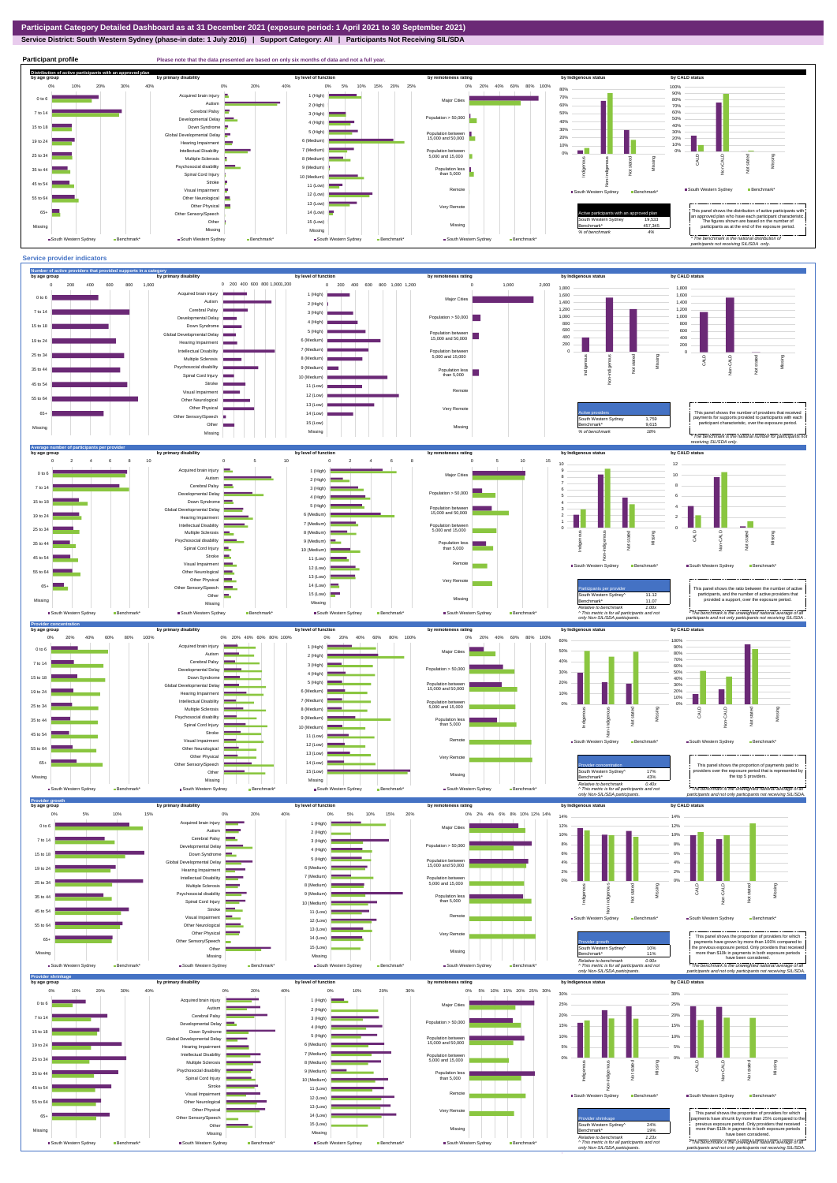# Participant Category Detailed Dashboard as at 31 December 2021 (exposure period: 1 April 2021 to 30 September 2021)

**Service District: South Western Sydney (phase-in date: 1 July 2016) | Support Category: All | Participants Not Receiving SIL/SDA**

## Participant profile

Please note that the data presented are based on only six months of data and not a full year.

### Distribution of active participants with an approved plan

| Active participants with an approved plan | |
|---|---|
| South Western Sydney | 19,533 |
| Benchmark* | 457,345 |
| % of benchmark | 4% |

This panel shows the distribution of active participants with an approved plan who have each participant characteristic. The figures shown are based on the number of participants as at the end of the exposure period.

\* The benchmark is the national distribution of participants not receiving SIL/SDA only.

## Service provider indicators

### Number of active providers that provided supports in a category

| Active providers | |
|---|---|
| South Western Sydney | 1,759 |
| Benchmark* | 9,615 |
| % of benchmark | 18% |

This panel shows the number of providers that received payments for supports provided to participants with each participant characteristic, over the exposure period.

\* The benchmark is the national number for participants not receiving SIL/SDA only.

### Average number of participants per provider

| Participants per provider | |
|---|---|
| South Western Sydney^ | 11.12 |
| Benchmark* | 11.07 |
| Relative to benchmark | 1.00x |

This panel shows the ratio between the number of active participants and the number of active providers that provided a support, over the exposure period.

^ This metric is for all participants and not only Non-SIL/SDA participants.

\* The benchmark is the unweighted national average of all participants and not only participants not receiving SIL/SDA.

### Provider concentration

| Provider concentration | |
|---|---|
| South Western Sydney^ | 17% |
| Benchmark* | 43% |
| Relative to benchmark | 0.40x |

This panel shows the proportion of payments paid to providers over the exposure period that is represented by the top 5 providers.

^ This metric is for all participants and not only Non-SIL/SDA participants.

\* The benchmark is the unweighted national average of all participants and not only participants not receiving SIL/SDA.

### Provider growth

| Provider growth | |
|---|---|
| South Western Sydney^ | 10% |
| Benchmark* | 11% |
| Relative to benchmark | 0.90x |

This panel shows the proportion of providers for which payments have grown by more than 100% compared to the previous exposure period. Only providers that received more than $10k in payments in both exposure periods have been considered.

^ This metric is for all participants and not only Non-SIL/SDA participants.

\* The benchmark is the unweighted national average of all participants and not only participants not receiving SIL/SDA.

### Provider shrinkage

| Provider shrinkage | |
|---|---|
| South Western Sydney^ | 24% |
| Benchmark* | 19% |
| Relative to benchmark | 1.23x |

This panel shows the proportion of providers for which payments have shrunk by more than 25% compared to the previous exposure period. Only providers that received more than $10k in payments in both exposure periods have been considered.

^ This metric is for all participants and not only Non-SIL/SDA participants.

\* The benchmark is the unweighted national average of all participants and not only participants not receiving SIL/SDA.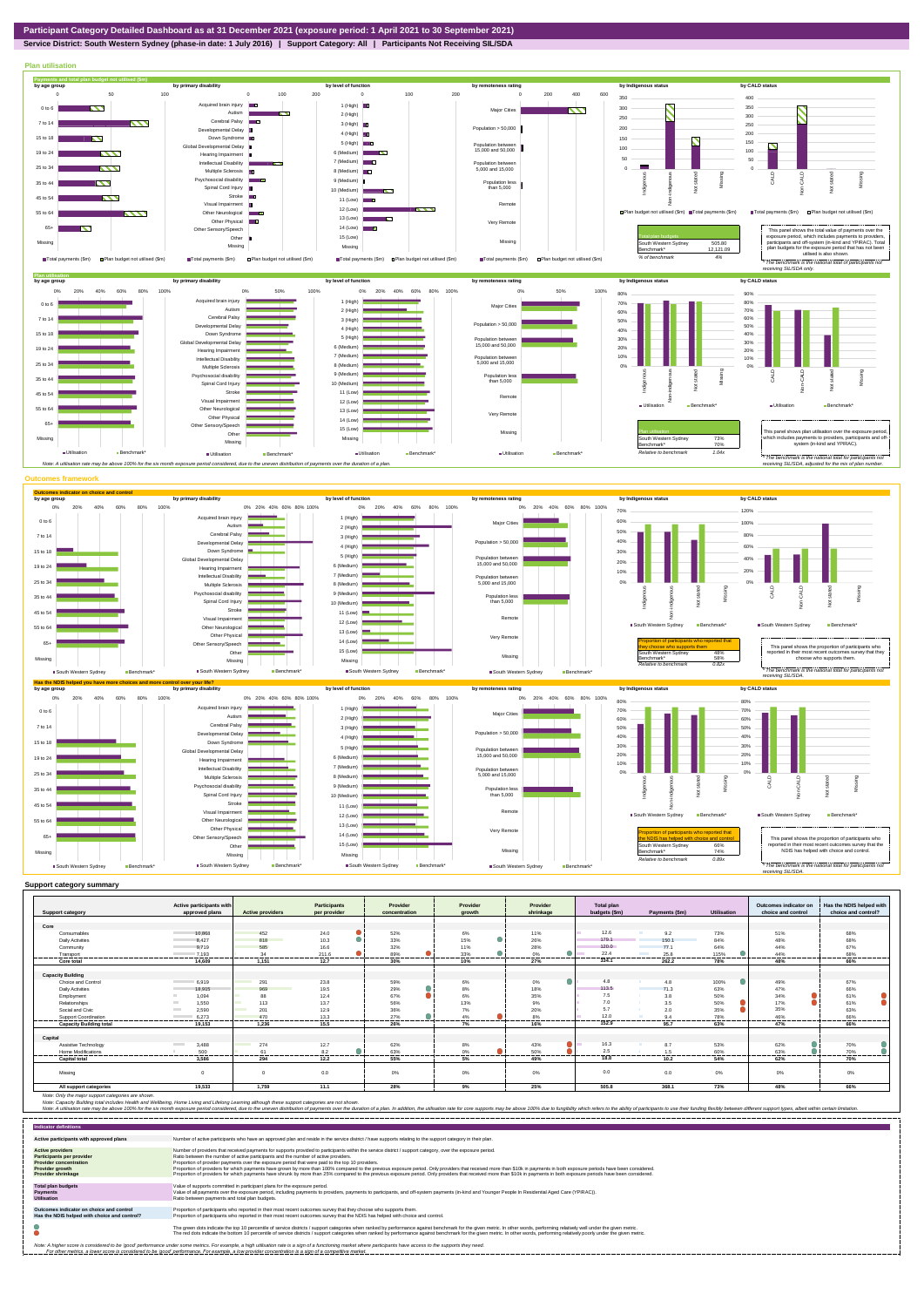# Participant Category Detailed Dashboard as at 31 December 2021 (exposure period: 1 April 2021 to 30 September 2021)

**Service District: South Western Sydney (phase-in date: 1 July 2016) | Support Category: All | Participants Not Receiving SIL/SDA**

## Plan utilisation

### Payments and total plan budget not utilised ($m)

by age group: 0 to 6, 7 to 14, 15 to 18, 19 to 24, 25 to 34, 35 to 44, 45 to 54, 55 to 64, 65+, Missing

by primary disability: Acquired brain injury, Autism, Cerebral Palsy, Developmental Delay, Down Syndrome, Global Developmental Delay, Hearing Impairment, Intellectual Disability, Multiple Sclerosis, Psychosocial disability, Spinal Cord Injury, Stroke, Visual Impairment, Other Neurological, Other Physical, Other Sensory/Speech, Other, Missing

by level of function: 1 (High) to 15 (Low), Missing

by remoteness rating: Major Cities, Population > 50,000, Population between 15,000 and 50,000, Population between 5,000 and 15,000, Population less than 5,000, Remote, Very Remote, Missing

by Indigenous status: Indigenous, Non-indigenous, Not stated, Missing

by CALD status: CALD, Non-CALD, Not stated, Missing

Total plan budgets
South Western Sydney 505.80
Benchmark* 12,121.09
% of benchmark 4%

This panel shows the total value of payments over the exposure period, which includes payments to providers, participants and off-system (in-kind and YPIRAC). Total plan budgets for the exposure period that has not been utilised is also shown.

*The benchmark is the national total for participants not receiving SIL/SDA only.

### Plan utilisation

Plan utilisation
South Western Sydney 73%
Benchmark* 70%
Relative to benchmark 1.04x

This panel shows plan utilisation over the exposure period, which includes payments to providers, participants and off-system (in-kind and YPIRAC).

*The benchmark is the national total for participants not receiving SIL/SDA, adjusted for the mix of plan number.

Note: A utilisation rate may be above 100% for the six month exposure period considered, due to the uneven distribution of payments over the duration of a plan.

## Outcomes framework

### Outcomes indicator on choice and control

Proportion of participants who reported that they choose who supports them
South Western Sydney 48%
Benchmark* 59%
Relative to benchmark 0.82x

This panel shows the proportion of participants who reported in their most recent outcomes survey that they choose who supports them.

*The benchmark is the national total for participants not receiving SIL/SDA.

### Has the NDIS helped you have more choices and more control over your life?

Proportion of participants who reported that the NDIS has helped with choice and control
South Western Sydney 66%
Benchmark* 74%
Relative to benchmark 0.89x

This panel shows the proportion of participants who reported in their most recent outcomes survey that the NDIS has helped with choice and control.

*The benchmark is the national total for participants not receiving SIL/SDA.

## Support category summary

| Support category | Active participants with approved plans | Active providers | Participants per provider | Provider concentration | Provider growth | Provider shrinkage | Total plan budgets ($m) | Payments ($m) | Utilisation | Outcomes indicator on choice and control | Has the NDIS helped with choice and control? |
|---|---|---|---|---|---|---|---|---|---|---|---|
| **Core** | | | | | | | | | | | |
| Consumables | 10,868 | 452 | 24.0 | 52% | 6% | 11% | 12.6 | 9.2 | 73% | 51% | 68% |
| Daily Activities | 8,427 | 818 | 10.3 | 33% | 15% | 26% | 179.1 | 150.1 | 84% | 48% | 66% |
| Community | 9,719 | 585 | 16.6 | 32% | 11% | 28% | 120.0 | 77.1 | 64% | 44% | 67% |
| Transport | 7,193 | 34 | 211.6 | 89% | 33% | 0% | 22.4 | 25.8 | 115% | 44% | 68% |
| **Core total** | **14,609** | **1,151** | **12.7** | **30%** | **10%** | **27%** | **334.1** | **262.2** | **78%** | **48%** | **66%** |
| **Capacity Building** | | | | | | | | | | | |
| Choice and Control | 6,919 | 291 | 23.8 | 59% | 6% | 0% | 4.8 | 4.8 | 100% | 49% | 67% |
| Daily Activities | 18,915 | 969 | 19.5 | 29% | 8% | 18% | 113.5 | 71.3 | 63% | 47% | 66% |
| Employment | 1,094 | 88 | 12.4 | 67% | 6% | 35% | 7.5 | 3.8 | 50% | 34% | 61% |
| Relationships | 1,550 | 113 | 13.7 | 56% | 13% | 9% | 7.0 | 3.5 | 50% | 17% | 61% |
| Social and Civic | 2,590 | 201 | 12.9 | 36% | 7% | 20% | 5.7 | 2.0 | 35% | 35% | 63% |
| Support Coordination | 6,273 | 470 | 13.3 | 27% | 4% | 8% | 12.0 | 9.4 | 78% | 46% | 66% |
| **Capacity Building total** | **19,153** | **1,236** | **15.5** | **26%** | **7%** | **16%** | **152.6** | **95.7** | **63%** | **47%** | **66%** |
| **Capital** | | | | | | | | | | | |
| Assistive Technology | 3,488 | 274 | 12.7 | 62% | 8% | 43% | 16.3 | 8.7 | 53% | 62% | 70% |
| Home Modifications | 500 | 61 | 8.2 | 63% | 0% | 50% | 2.5 | 1.5 | 60% | 63% | 70% |
| **Capital total** | **3,586** | **294** | **12.2** | **55%** | **5%** | **49%** | **18.8** | **10.2** | **54%** | **62%** | **70%** |
| Missing | 0 | 0 | 0.0 | 0% | 0% | 0% | 0.0 | 0.0 | 0% | 0% | 0% |
| **All support categories** | **19,533** | **1,759** | **11.1** | **28%** | **9%** | **25%** | **505.8** | **368.1** | **73%** | **48%** | **66%** |

Note: Only the major support categories are shown.
Note: Capacity Building total includes Health and Wellbeing, Home Living and Lifelong Learning although these support categories are not shown.
Note: A utilisation rate may be above 100% for the six month exposure period considered, due to the uneven distribution of payments over the duration of a plan. In addition, the utilisation rate for core supports may be above 100% due to fungibility which refers to the ability of participants to use their funding flexibly between different support types, albeit within certain limitation.

## Indicator definitions

| | |
|---|---|
| **Active participants with approved plans** | Number of active participants who have an approved plan and reside in the service district / have supports relating to the support category in their plan. |
| **Active providers** | Number of providers that received payments for supports provided to participants within the service district / support category, over the exposure period. |
| **Participants per provider** | Ratio between the number of active participants and the number of active providers. |
| **Provider concentration** | Proportion of provider payments over the exposure period that were paid to the top 10 providers. |
| **Provider growth** | Proportion of providers for which payments have grown by more than 100% compared to the previous exposure period. Only providers that received more than $10k in payments in both exposure periods have been considered. |
| **Provider shrinkage** | Proportion of providers for which payments have shrunk by more than 25% compared to the previous exposure period. Only providers that received more than $10k in payments in both exposure periods have been considered. |
| **Total plan budgets** | Value of supports committed in participant plans for the exposure period. |
| **Payments** | Value of all payments over the exposure period, including payments to providers, payments to participants, and off-system payments (in-kind and Younger People In Residential Aged Care (YPIRAC)). |
| **Utilisation** | Ratio between payments and total plan budgets. |
| **Outcomes indicator on choice and control** | Proportion of participants who reported in their most recent outcomes survey that they choose who supports them. |
| **Has the NDIS helped with choice and control?** | Proportion of participants who reported in their most recent outcomes survey that the NDIS has helped with choice and control. |

The green dots indicate the top 10 percentile of service districts / support categories when ranked by performance against benchmark for the given metric. In other words, performing relatively well under the given metric.
The red dots indicate the bottom 10 percentile of service districts / support categories when ranked by performance against benchmark for the given metric. In other words, performing relatively poorly under the given metric.

Note: A higher score is considered to be 'good' performance under some metrics. For example, a high utilisation rate is a sign of a functioning market where participants have access to the supports they need.
For other metrics, a lower score is considered to be 'good' performance. For example, a low provider concentration is a sign of a competitive market.